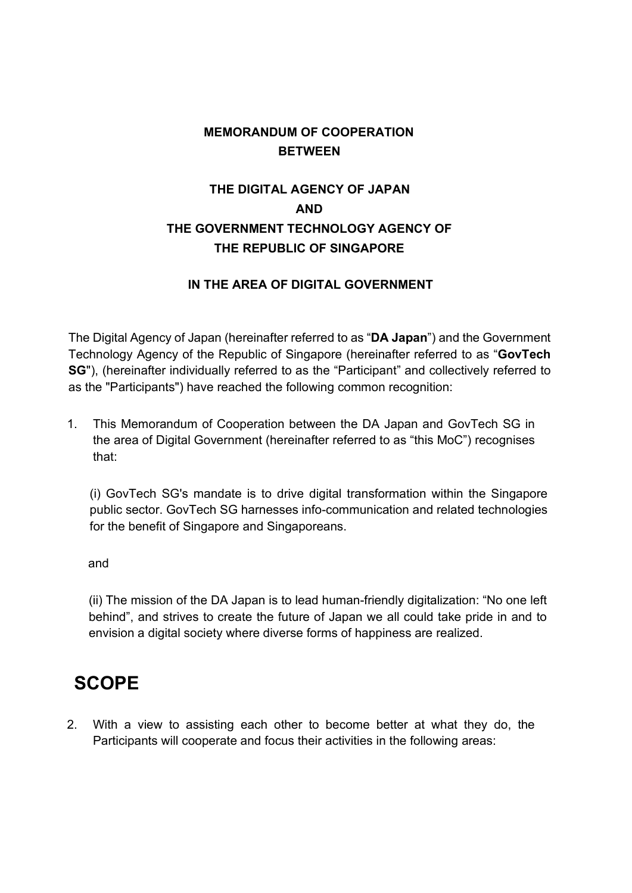**MEMORANDUM OF COOPERATION**
**BETWEEN**

**THE DIGITAL AGENCY OF JAPAN**
**AND**
**THE GOVERNMENT TECHNOLOGY AGENCY OF**
**THE REPUBLIC OF SINGAPORE**

**IN THE AREA OF DIGITAL GOVERNMENT**

The Digital Agency of Japan (hereinafter referred to as "**DA Japan**") and the Government Technology Agency of the Republic of Singapore (hereinafter referred to as "**GovTech SG**"), (hereinafter individually referred to as the "Participant" and collectively referred to as the "Participants") have reached the following common recognition:

1. This Memorandum of Cooperation between the DA Japan and GovTech SG in the area of Digital Government (hereinafter referred to as "this MoC") recognises that:

   (i) GovTech SG's mandate is to drive digital transformation within the Singapore public sector. GovTech SG harnesses info-communication and related technologies for the benefit of Singapore and Singaporeans.

   and

   (ii) The mission of the DA Japan is to lead human-friendly digitalization: "No one left behind", and strives to create the future of Japan we all could take pride in and to envision a digital society where diverse forms of happiness are realized.

# SCOPE

2. With a view to assisting each other to become better at what they do, the Participants will cooperate and focus their activities in the following areas: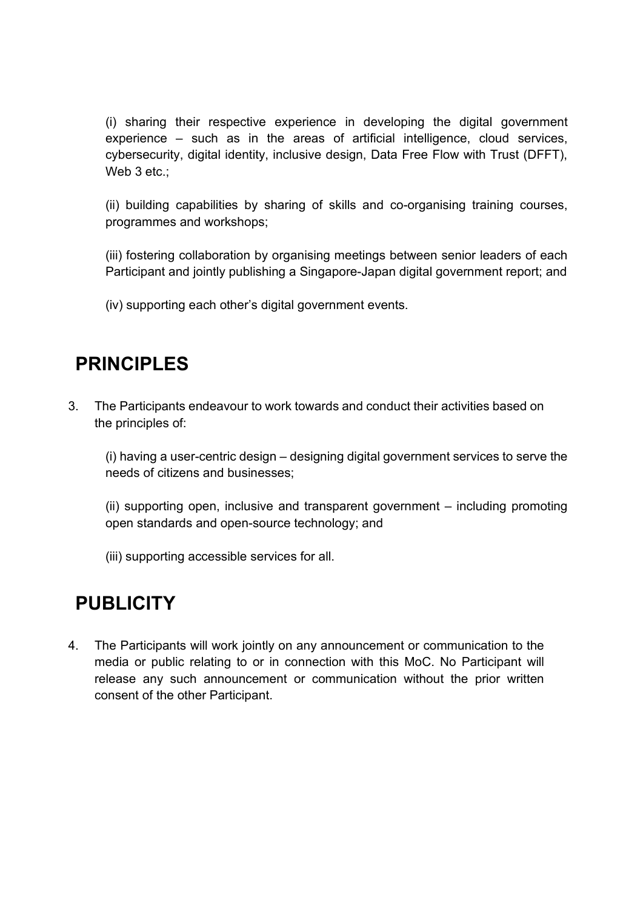(i) sharing their respective experience in developing the digital government experience – such as in the areas of artificial intelligence, cloud services, cybersecurity, digital identity, inclusive design, Data Free Flow with Trust (DFFT), Web 3 etc.;

(ii) building capabilities by sharing of skills and co-organising training courses, programmes and workshops;

(iii) fostering collaboration by organising meetings between senior leaders of each Participant and jointly publishing a Singapore-Japan digital government report; and

(iv) supporting each other's digital government events.

## PRINCIPLES

3. The Participants endeavour to work towards and conduct their activities based on the principles of:

(i) having a user-centric design – designing digital government services to serve the needs of citizens and businesses;

(ii) supporting open, inclusive and transparent government – including promoting open standards and open-source technology; and

(iii) supporting accessible services for all.

## PUBLICITY

4. The Participants will work jointly on any announcement or communication to the media or public relating to or in connection with this MoC. No Participant will release any such announcement or communication without the prior written consent of the other Participant.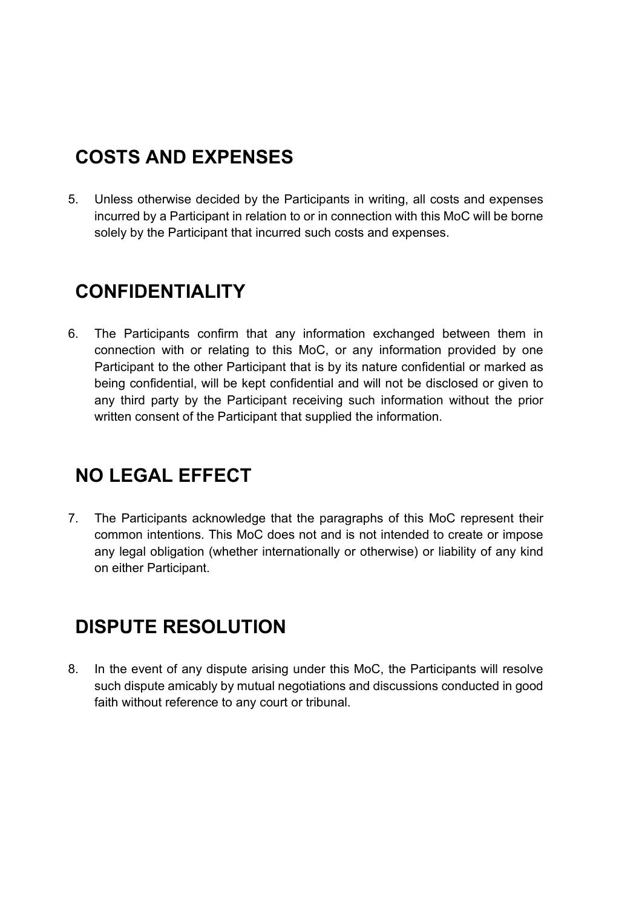## COSTS AND EXPENSES

5. Unless otherwise decided by the Participants in writing, all costs and expenses incurred by a Participant in relation to or in connection with this MoC will be borne solely by the Participant that incurred such costs and expenses.

## CONFIDENTIALITY

6. The Participants confirm that any information exchanged between them in connection with or relating to this MoC, or any information provided by one Participant to the other Participant that is by its nature confidential or marked as being confidential, will be kept confidential and will not be disclosed or given to any third party by the Participant receiving such information without the prior written consent of the Participant that supplied the information.

## NO LEGAL EFFECT

7. The Participants acknowledge that the paragraphs of this MoC represent their common intentions. This MoC does not and is not intended to create or impose any legal obligation (whether internationally or otherwise) or liability of any kind on either Participant.

## DISPUTE RESOLUTION

8. In the event of any dispute arising under this MoC, the Participants will resolve such dispute amicably by mutual negotiations and discussions conducted in good faith without reference to any court or tribunal.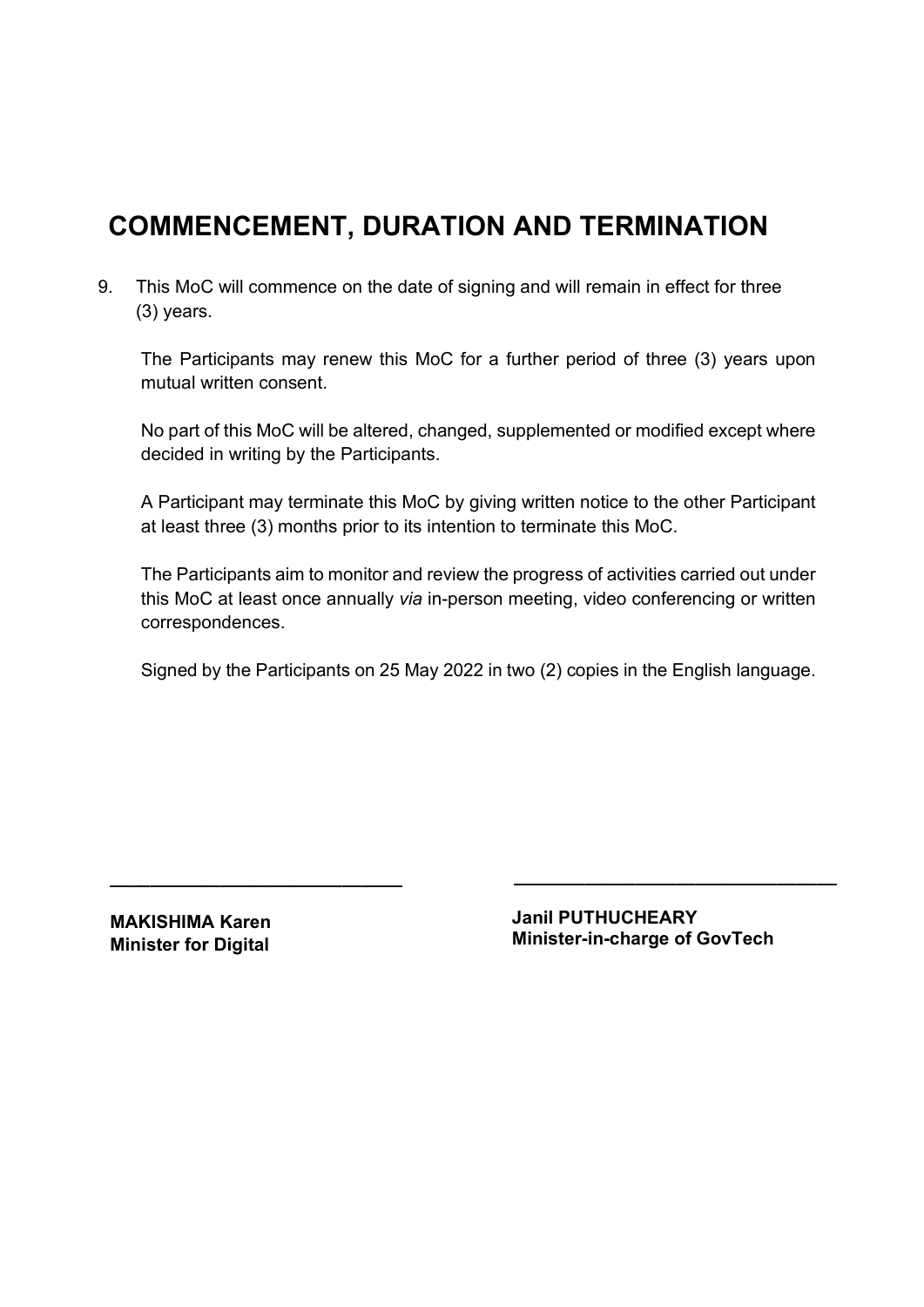## COMMENCEMENT, DURATION AND TERMINATION

9. This MoC will commence on the date of signing and will remain in effect for three (3) years.

   The Participants may renew this MoC for a further period of three (3) years upon mutual written consent.

   No part of this MoC will be altered, changed, supplemented or modified except where decided in writing by the Participants.

   A Participant may terminate this MoC by giving written notice to the other Participant at least three (3) months prior to its intention to terminate this MoC.

   The Participants aim to monitor and review the progress of activities carried out under this MoC at least once annually *via* in-person meeting, video conferencing or written correspondences.

   Signed by the Participants on 25 May 2022 in two (2) copies in the English language.

| | |
|---|---|
| ____________________________ | ____________________________ |
| **MAKISHIMA Karen**<br>**Minister for Digital** | **Janil PUTHUCHEARY**<br>**Minister-in-charge of GovTech** |